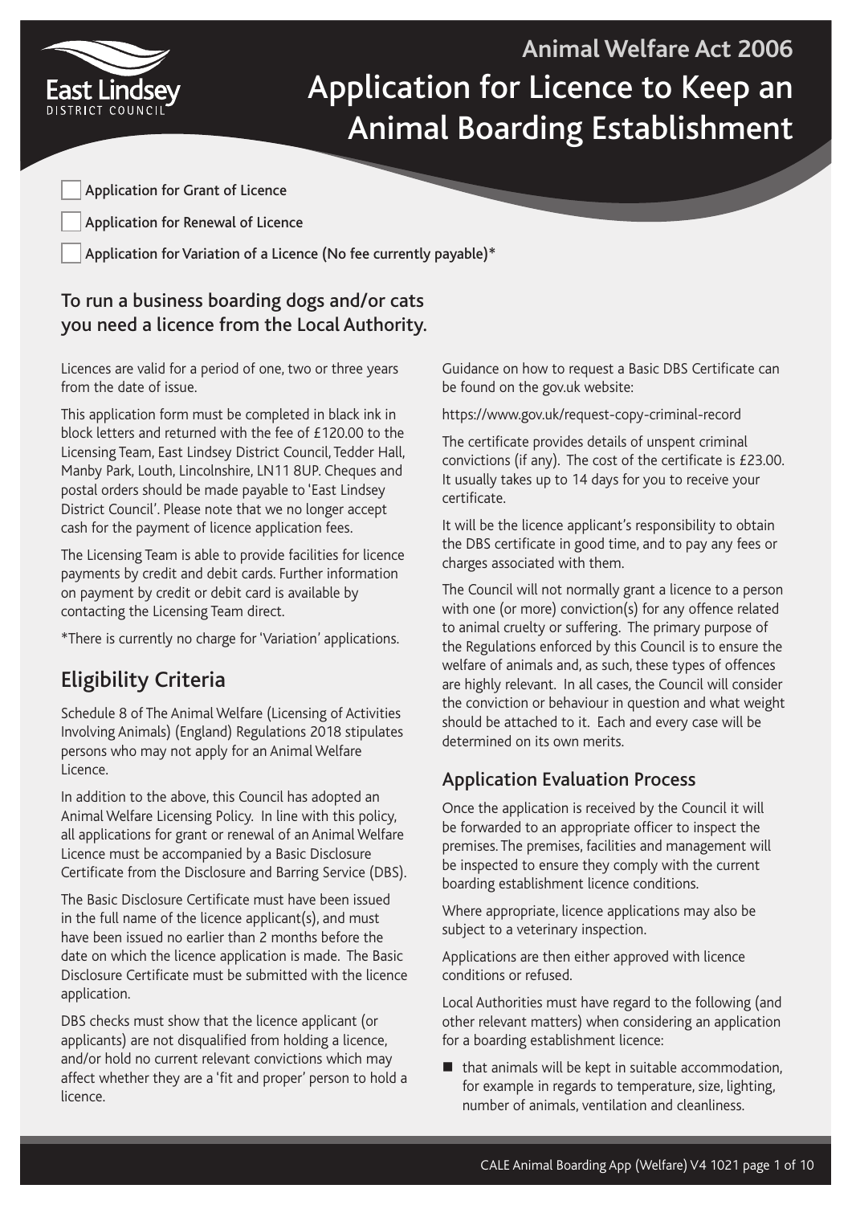East Lindsey District Council

# Animal Welfare Act 2006

# Application for Licence to Keep an Animal Boarding Establishment

- [ ] Application for Grant of Licence
- [ ] Application for Renewal of Licence
- [ ] Application for Variation of a Licence (No fee currently payable)*

### To run a business boarding dogs and/or cats you need a licence from the Local Authority.

Licences are valid for a period of one, two or three years from the date of issue.

This application form must be completed in black ink in block letters and returned with the fee of £120.00 to the Licensing Team, East Lindsey District Council, Tedder Hall, Manby Park, Louth, Lincolnshire, LN11 8UP. Cheques and postal orders should be made payable to 'East Lindsey District Council'. Please note that we no longer accept cash for the payment of licence application fees.

The Licensing Team is able to provide facilities for licence payments by credit and debit cards. Further information on payment by credit or debit card is available by contacting the Licensing Team direct.

*There is currently no charge for 'Variation' applications.

## Eligibility Criteria

Schedule 8 of The Animal Welfare (Licensing of Activities Involving Animals) (England) Regulations 2018 stipulates persons who may not apply for an Animal Welfare Licence.

In addition to the above, this Council has adopted an Animal Welfare Licensing Policy. In line with this policy, all applications for grant or renewal of an Animal Welfare Licence must be accompanied by a Basic Disclosure Certificate from the Disclosure and Barring Service (DBS).

The Basic Disclosure Certificate must have been issued in the full name of the licence applicant(s), and must have been issued no earlier than 2 months before the date on which the licence application is made. The Basic Disclosure Certificate must be submitted with the licence application.

DBS checks must show that the licence applicant (or applicants) are not disqualified from holding a licence, and/or hold no current relevant convictions which may affect whether they are a 'fit and proper' person to hold a licence.

Guidance on how to request a Basic DBS Certificate can be found on the gov.uk website:

https://www.gov.uk/request-copy-criminal-record

The certificate provides details of unspent criminal convictions (if any). The cost of the certificate is £23.00. It usually takes up to 14 days for you to receive your certificate.

It will be the licence applicant's responsibility to obtain the DBS certificate in good time, and to pay any fees or charges associated with them.

The Council will not normally grant a licence to a person with one (or more) conviction(s) for any offence related to animal cruelty or suffering. The primary purpose of the Regulations enforced by this Council is to ensure the welfare of animals and, as such, these types of offences are highly relevant. In all cases, the Council will consider the conviction or behaviour in question and what weight should be attached to it. Each and every case will be determined on its own merits.

### Application Evaluation Process

Once the application is received by the Council it will be forwarded to an appropriate officer to inspect the premises. The premises, facilities and management will be inspected to ensure they comply with the current boarding establishment licence conditions.

Where appropriate, licence applications may also be subject to a veterinary inspection.

Applications are then either approved with licence conditions or refused.

Local Authorities must have regard to the following (and other relevant matters) when considering an application for a boarding establishment licence:

- that animals will be kept in suitable accommodation, for example in regards to temperature, size, lighting, number of animals, ventilation and cleanliness.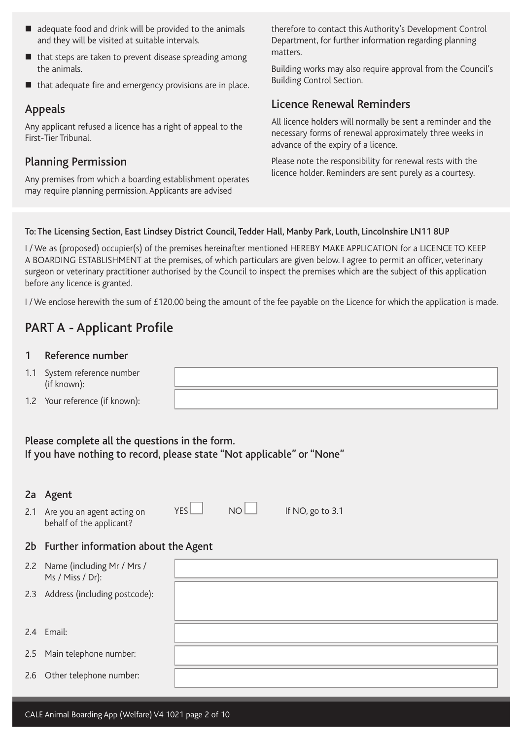- adequate food and drink will be provided to the animals and they will be visited at suitable intervals.
- that steps are taken to prevent disease spreading among the animals.
- that adequate fire and emergency provisions are in place.

## Appeals

Any applicant refused a licence has a right of appeal to the First-Tier Tribunal.

## Planning Permission

Any premises from which a boarding establishment operates may require planning permission. Applicants are advised therefore to contact this Authority's Development Control Department, for further information regarding planning matters.

Building works may also require approval from the Council's Building Control Section.

## Licence Renewal Reminders

All licence holders will normally be sent a reminder and the necessary forms of renewal approximately three weeks in advance of the expiry of a licence.

Please note the responsibility for renewal rests with the licence holder. Reminders are sent purely as a courtesy.

**To: The Licensing Section, East Lindsey District Council, Tedder Hall, Manby Park, Louth, Lincolnshire LN11 8UP**

I / We as (proposed) occupier(s) of the premises hereinafter mentioned HEREBY MAKE APPLICATION for a LICENCE TO KEEP A BOARDING ESTABLISHMENT at the premises, of which particulars are given below. I agree to permit an officer, veterinary surgeon or veterinary practitioner authorised by the Council to inspect the premises which are the subject of this application before any licence is granted.

I / We enclose herewith the sum of £120.00 being the amount of the fee payable on the Licence for which the application is made.

# PART A - Applicant Profile

## 1 Reference number

| | |
|---|---|
| 1.1 System reference number (if known): | |
| 1.2 Your reference (if known): | |

### Please complete all the questions in the form. If you have nothing to record, please state "Not applicable" or "None"

## 2a Agent

2.1 Are you an agent acting on behalf of the applicant? YES ☐ NO ☐ If NO, go to 3.1

## 2b Further information about the Agent

| | |
|---|---|
| 2.2 Name (including Mr / Mrs / Ms / Miss / Dr): | |
| 2.3 Address (including postcode): | |
| 2.4 Email: | |
| 2.5 Main telephone number: | |
| 2.6 Other telephone number: | |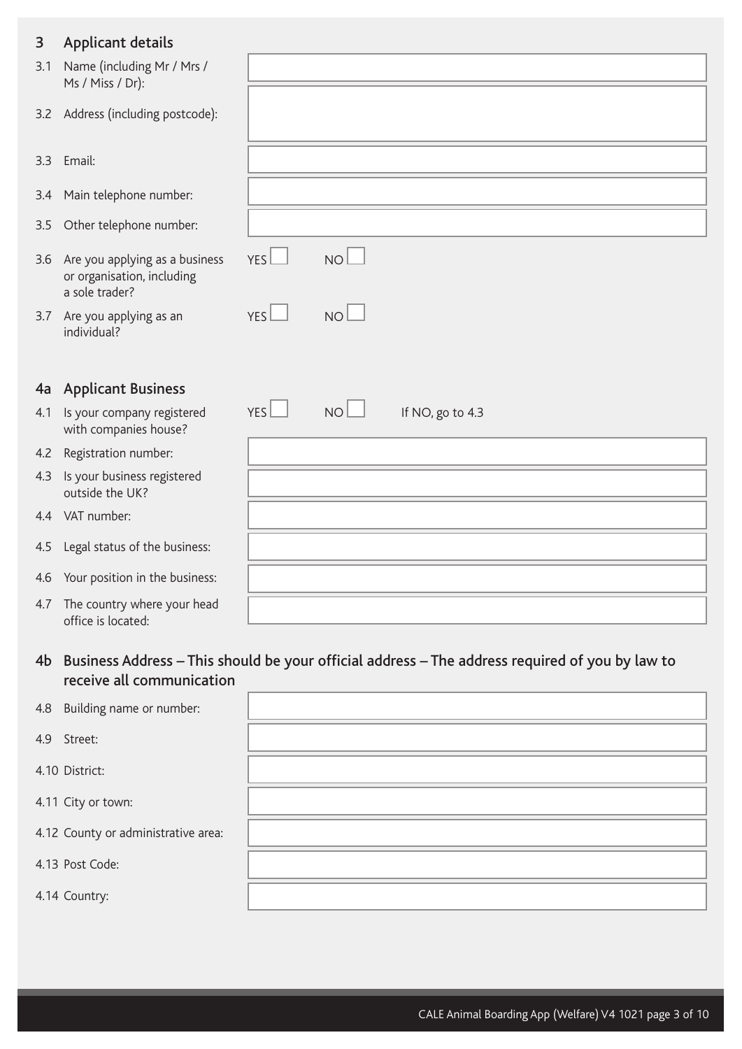## 3 Applicant details

| | |
|---|---|
| 3.1 Name (including Mr / Mrs / Ms / Miss / Dr): | |
| 3.2 Address (including postcode): | |
| 3.3 Email: | |
| 3.4 Main telephone number: | |
| 3.5 Other telephone number: | |
| 3.6 Are you applying as a business or organisation, including a sole trader? | YES ☐ NO ☐ |
| 3.7 Are you applying as an individual? | YES ☐ NO ☐ |

## 4a Applicant Business

| | |
|---|---|
| 4.1 Is your company registered with companies house? | YES ☐ NO ☐ If NO, go to 4.3 |
| 4.2 Registration number: | |
| 4.3 Is your business registered outside the UK? | |
| 4.4 VAT number: | |
| 4.5 Legal status of the business: | |
| 4.6 Your position in the business: | |
| 4.7 The country where your head office is located: | |

## 4b Business Address – This should be your official address – The address required of you by law to receive all communication

| | |
|---|---|
| 4.8 Building name or number: | |
| 4.9 Street: | |
| 4.10 District: | |
| 4.11 City or town: | |
| 4.12 County or administrative area: | |
| 4.13 Post Code: | |
| 4.14 Country: | |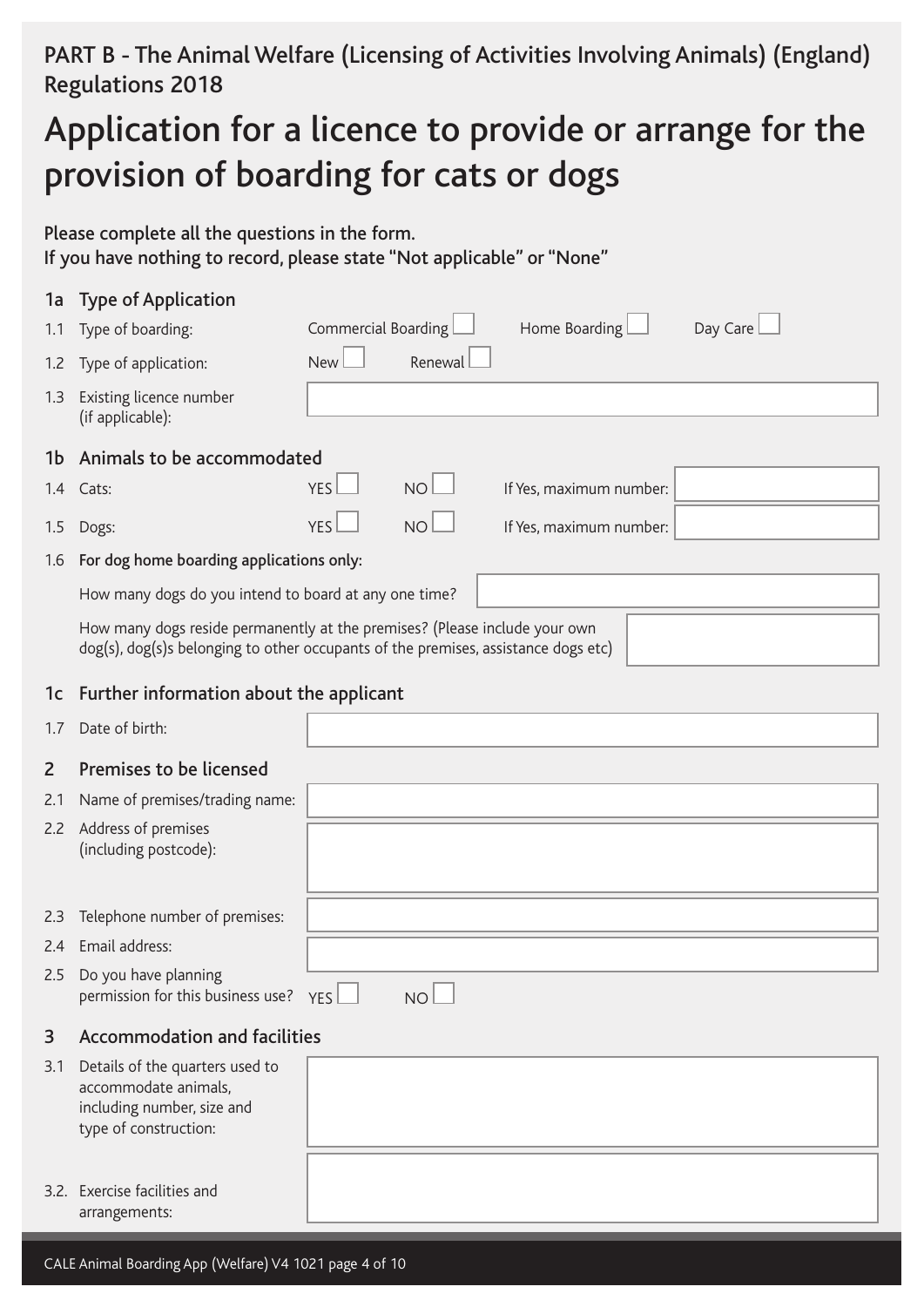PART B - The Animal Welfare (Licensing of Activities Involving Animals) (England) Regulations 2018

# Application for a licence to provide or arrange for the provision of boarding for cats or dogs

Please complete all the questions in the form.
If you have nothing to record, please state "Not applicable" or "None"

## 1a Type of Application

1.1 Type of boarding: Commercial Boarding ☐ Home Boarding ☐ Day Care ☐

1.2 Type of application: New ☐ Renewal ☐

1.3 Existing licence number (if applicable):

## 1b Animals to be accommodated

1.4 Cats: YES ☐ NO ☐ If Yes, maximum number:

1.5 Dogs: YES ☐ NO ☐ If Yes, maximum number:

1.6 **For dog home boarding applications only:**

How many dogs do you intend to board at any one time?

How many dogs reside permanently at the premises? (Please include your own dog(s), dog(s)s belonging to other occupants of the premises, assistance dogs etc)

## 1c Further information about the applicant

1.7 Date of birth:

## 2 Premises to be licensed

2.1 Name of premises/trading name:

2.2 Address of premises (including postcode):

2.3 Telephone number of premises:

2.4 Email address:

2.5 Do you have planning permission for this business use? YES ☐ NO ☐

## 3 Accommodation and facilities

3.1 Details of the quarters used to accommodate animals, including number, size and type of construction:

3.2. Exercise facilities and arrangements: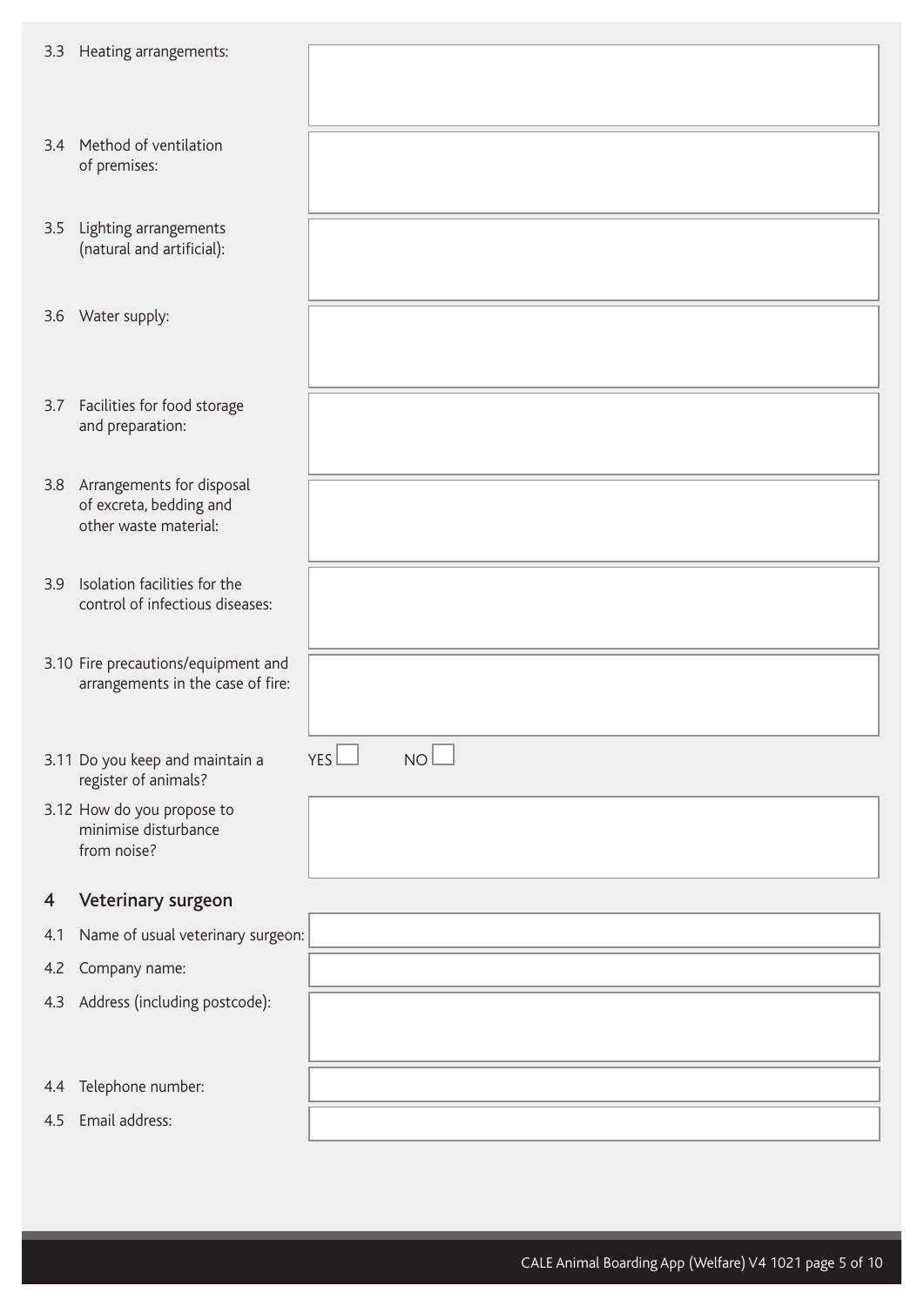3.3 Heating arrangements:

3.4 Method of ventilation of premises:

3.5 Lighting arrangements (natural and artificial):

3.6 Water supply:

3.7 Facilities for food storage and preparation:

3.8 Arrangements for disposal of excreta, bedding and other waste material:

3.9 Isolation facilities for the control of infectious diseases:

3.10 Fire precautions/equipment and arrangements in the case of fire:

3.11 Do you keep and maintain a register of animals? YES ☐ NO ☐

3.12 How do you propose to minimise disturbance from noise?

## 4 Veterinary surgeon

4.1 Name of usual veterinary surgeon:

4.2 Company name:

4.3 Address (including postcode):

4.4 Telephone number:

4.5 Email address: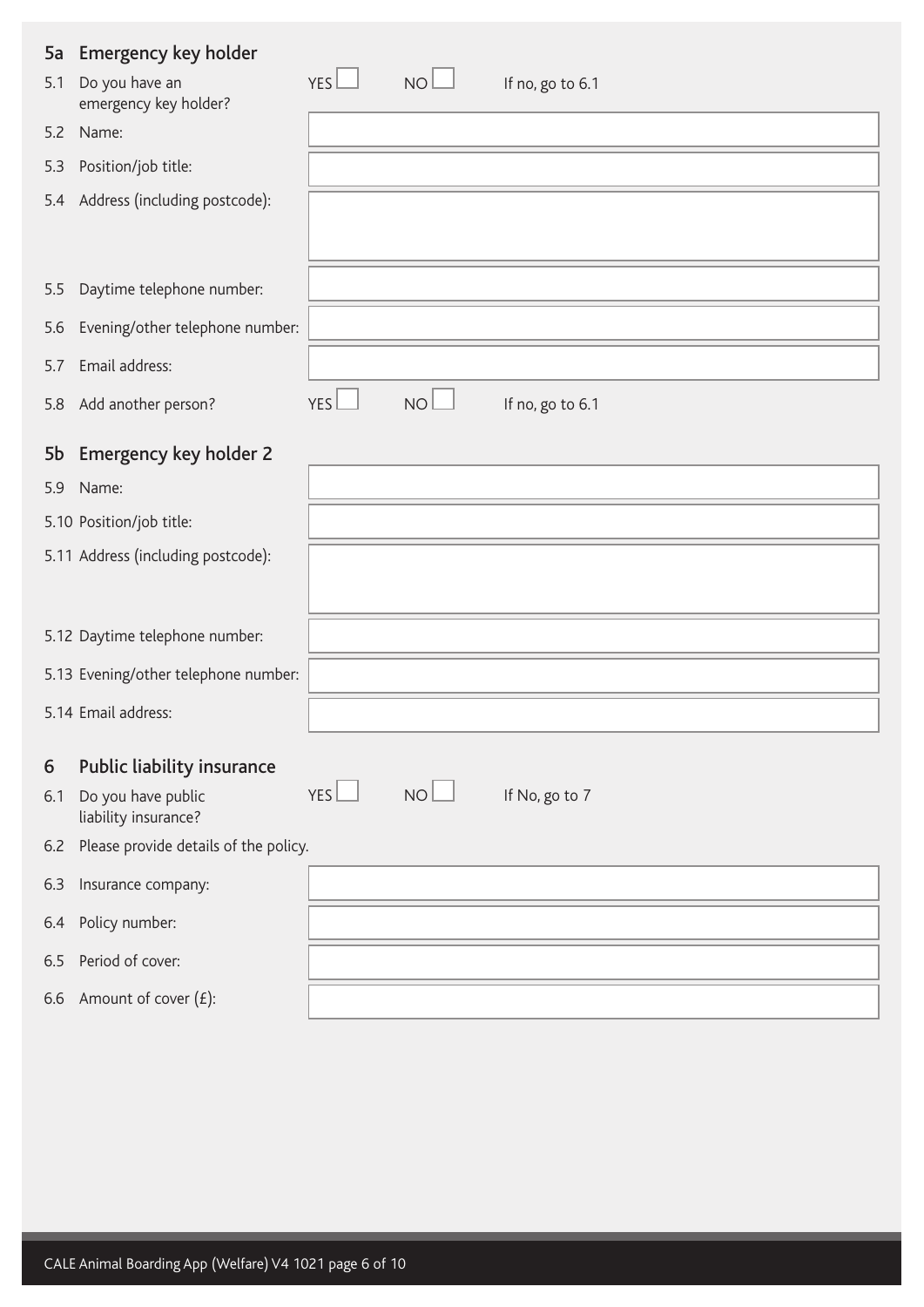## 5a Emergency key holder

| | | |
|---|---|---|
| 5.1 Do you have an emergency key holder? | YES ☐ NO ☐ | If no, go to 6.1 |
| 5.2 Name: | | |
| 5.3 Position/job title: | | |
| 5.4 Address (including postcode): | | |
| 5.5 Daytime telephone number: | | |
| 5.6 Evening/other telephone number: | | |
| 5.7 Email address: | | |
| 5.8 Add another person? | YES ☐ NO ☐ | If no, go to 6.1 |

## 5b Emergency key holder 2

| | |
|---|---|
| 5.9 Name: | |
| 5.10 Position/job title: | |
| 5.11 Address (including postcode): | |
| 5.12 Daytime telephone number: | |
| 5.13 Evening/other telephone number: | |
| 5.14 Email address: | |

## 6 Public liability insurance

| | | |
|---|---|---|
| 6.1 Do you have public liability insurance? | YES ☐ NO ☐ | If No, go to 7 |

6.2 Please provide details of the policy.

| | |
|---|---|
| 6.3 Insurance company: | |
| 6.4 Policy number: | |
| 6.5 Period of cover: | |
| 6.6 Amount of cover (£): | |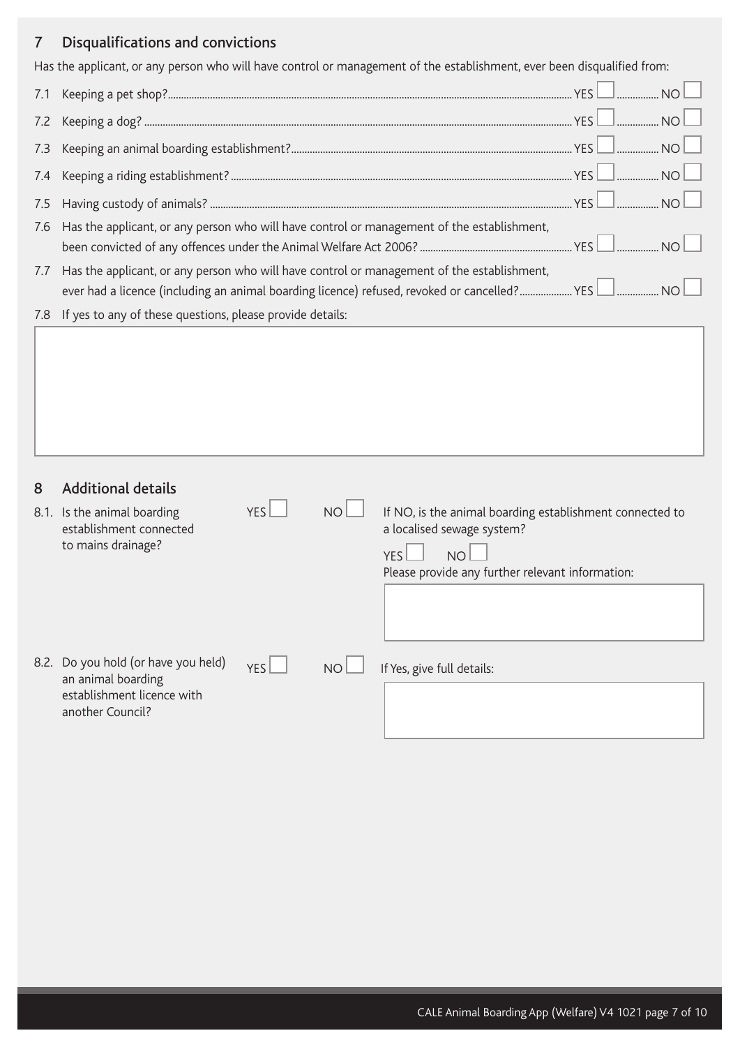## 7 Disqualifications and convictions

Has the applicant, or any person who will have control or management of the establishment, ever been disqualified from:

7.1 Keeping a pet shop? YES ☐ NO ☐

7.2 Keeping a dog? YES ☐ NO ☐

7.3 Keeping an animal boarding establishment? YES ☐ NO ☐

7.4 Keeping a riding establishment? YES ☐ NO ☐

7.5 Having custody of animals? YES ☐ NO ☐

7.6 Has the applicant, or any person who will have control or management of the establishment, been convicted of any offences under the Animal Welfare Act 2006? YES ☐ NO ☐

7.7 Has the applicant, or any person who will have control or management of the establishment, ever had a licence (including an animal boarding licence) refused, revoked or cancelled? YES ☐ NO ☐

7.8 If yes to any of these questions, please provide details:

## 8 Additional details

8.1. Is the animal boarding establishment connected to mains drainage? YES ☐ NO ☐

If NO, is the animal boarding establishment connected to a localised sewage system?

YES ☐ NO ☐

Please provide any further relevant information:

8.2. Do you hold (or have you held) an animal boarding establishment licence with another Council? YES ☐ NO ☐

If Yes, give full details: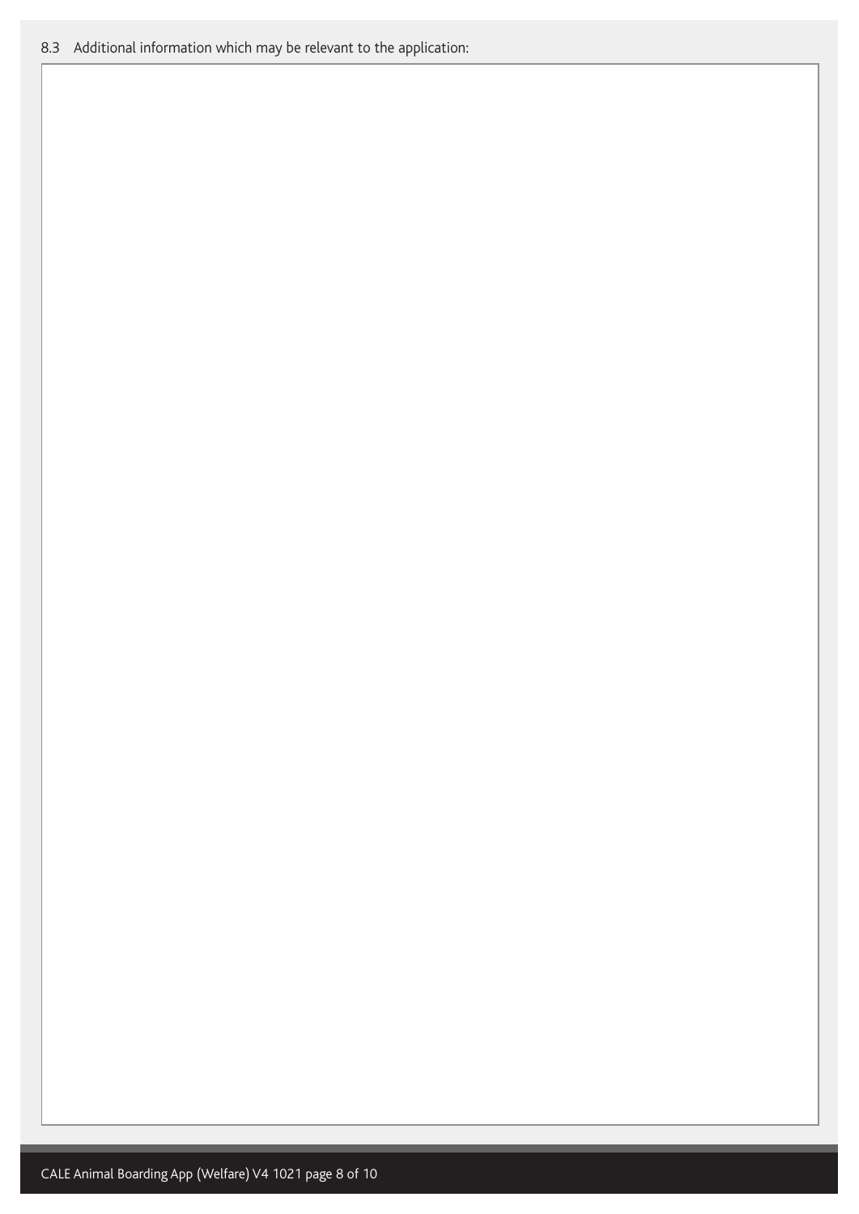8.3 Additional information which may be relevant to the application: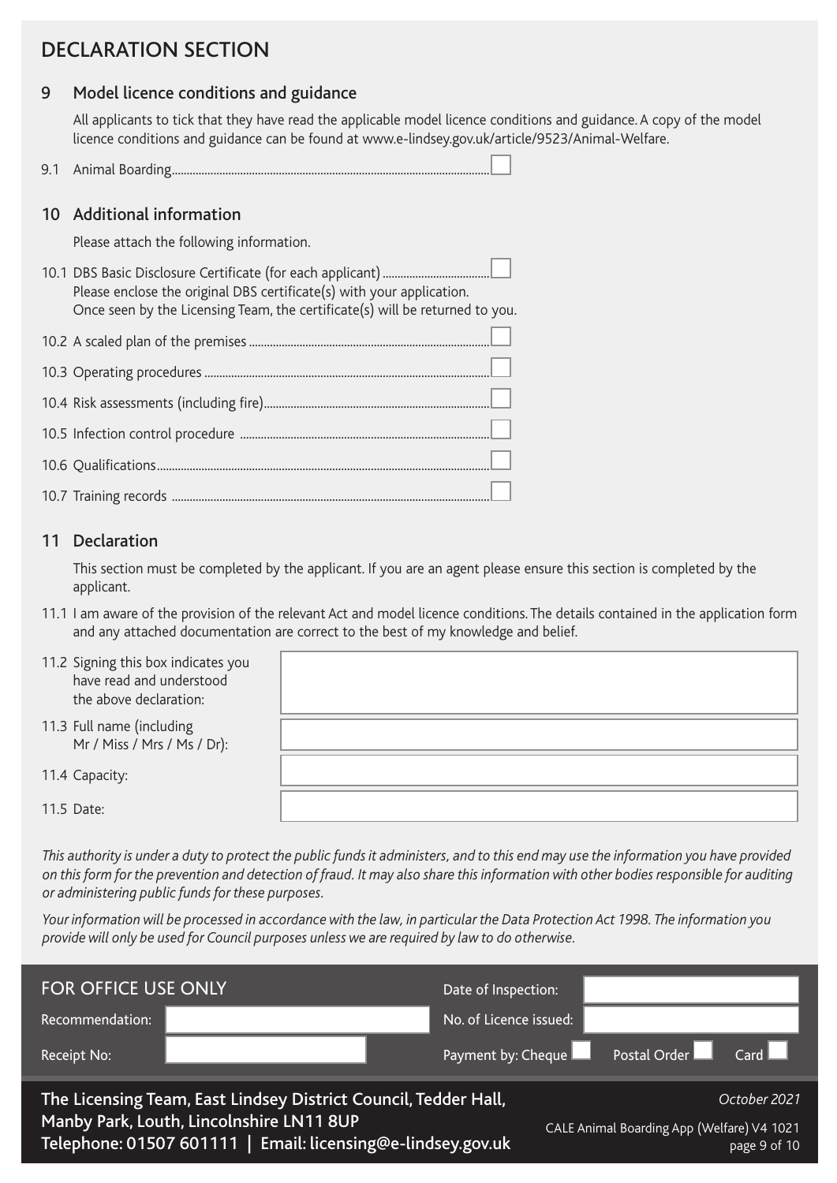## DECLARATION SECTION

### 9 Model licence conditions and guidance

All applicants to tick that they have read the applicable model licence conditions and guidance. A copy of the model licence conditions and guidance can be found at www.e-lindsey.gov.uk/article/9523/Animal-Welfare.

9.1 Animal Boarding ☐

### 10 Additional information

Please attach the following information.

10.1 DBS Basic Disclosure Certificate (for each applicant) ☐
Please enclose the original DBS certificate(s) with your application.
Once seen by the Licensing Team, the certificate(s) will be returned to you.

10.2 A scaled plan of the premises ☐

10.3 Operating procedures ☐

10.4 Risk assessments (including fire) ☐

10.5 Infection control procedure ☐

10.6 Qualifications ☐

10.7 Training records ☐

### 11 Declaration

This section must be completed by the applicant. If you are an agent please ensure this section is completed by the applicant.

11.1 I am aware of the provision of the relevant Act and model licence conditions. The details contained in the application form and any attached documentation are correct to the best of my knowledge and belief.

| | |
|---|---|
| 11.2 Signing this box indicates you have read and understood the above declaration: | |
| 11.3 Full name (including Mr / Miss / Mrs / Ms / Dr): | |
| 11.4 Capacity: | |
| 11.5 Date: | |

*This authority is under a duty to protect the public funds it administers, and to this end may use the information you have provided on this form for the prevention and detection of fraud. It may also share this information with other bodies responsible for auditing or administering public funds for these purposes.*

*Your information will be processed in accordance with the law, in particular the Data Protection Act 1998. The information you provide will only be used for Council purposes unless we are required by law to do otherwise.*

**FOR OFFICE USE ONLY**

| | | | |
|---|---|---|---|
| Recommendation: | | Date of Inspection: | |
| Receipt No: | | No. of Licence issued: | |
| | | Payment by: Cheque ☐ Postal Order ☐ Card ☐ | |

**The Licensing Team, East Lindsey District Council, Tedder Hall, Manby Park, Louth, Lincolnshire LN11 8UP**
**Telephone: 01507 601111 | Email: licensing@e-lindsey.gov.uk**

*October 2021*
CALE Animal Boarding App (Welfare) V4 1021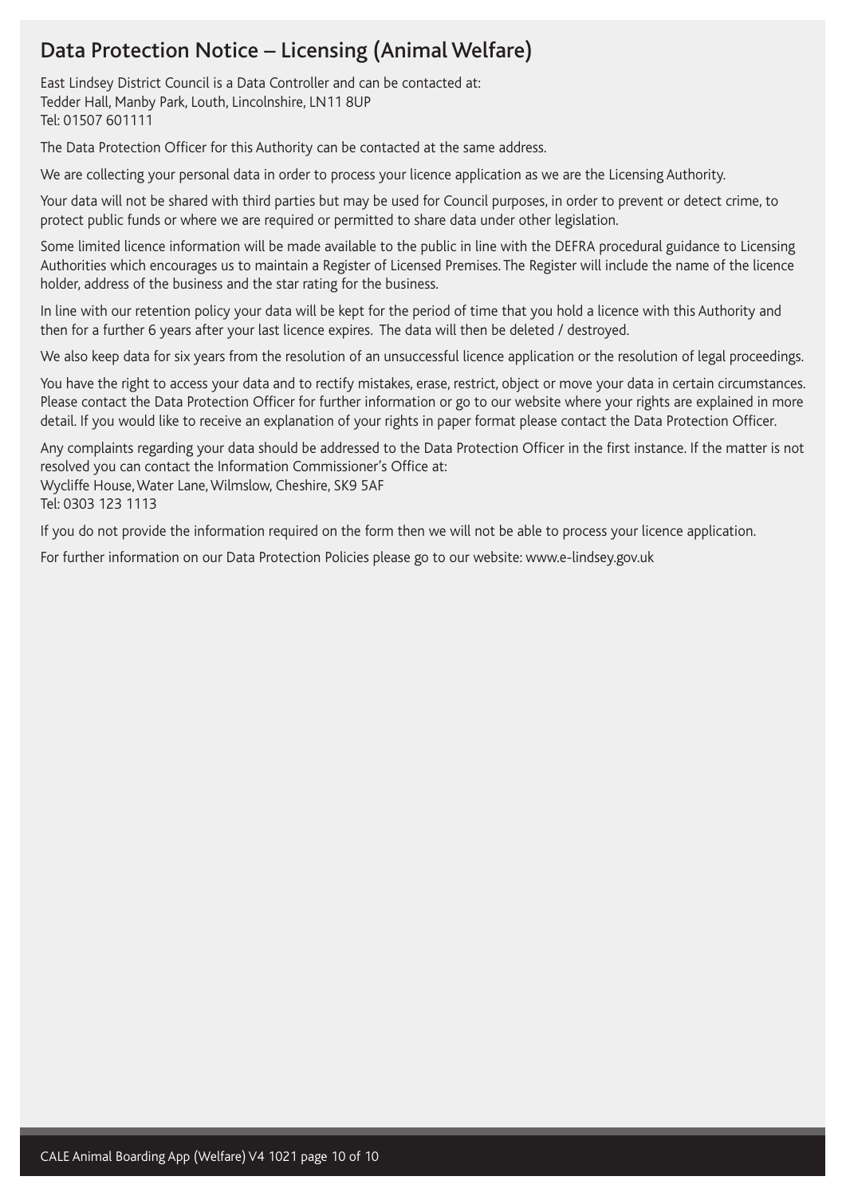## Data Protection Notice – Licensing (Animal Welfare)

East Lindsey District Council is a Data Controller and can be contacted at:
Tedder Hall, Manby Park, Louth, Lincolnshire, LN11 8UP
Tel: 01507 601111

The Data Protection Officer for this Authority can be contacted at the same address.

We are collecting your personal data in order to process your licence application as we are the Licensing Authority.

Your data will not be shared with third parties but may be used for Council purposes, in order to prevent or detect crime, to protect public funds or where we are required or permitted to share data under other legislation.

Some limited licence information will be made available to the public in line with the DEFRA procedural guidance to Licensing Authorities which encourages us to maintain a Register of Licensed Premises. The Register will include the name of the licence holder, address of the business and the star rating for the business.

In line with our retention policy your data will be kept for the period of time that you hold a licence with this Authority and then for a further 6 years after your last licence expires. The data will then be deleted / destroyed.

We also keep data for six years from the resolution of an unsuccessful licence application or the resolution of legal proceedings.

You have the right to access your data and to rectify mistakes, erase, restrict, object or move your data in certain circumstances. Please contact the Data Protection Officer for further information or go to our website where your rights are explained in more detail. If you would like to receive an explanation of your rights in paper format please contact the Data Protection Officer.

Any complaints regarding your data should be addressed to the Data Protection Officer in the first instance. If the matter is not resolved you can contact the Information Commissioner's Office at:
Wycliffe House, Water Lane, Wilmslow, Cheshire, SK9 5AF
Tel: 0303 123 1113

If you do not provide the information required on the form then we will not be able to process your licence application.

For further information on our Data Protection Policies please go to our website: www.e-lindsey.gov.uk